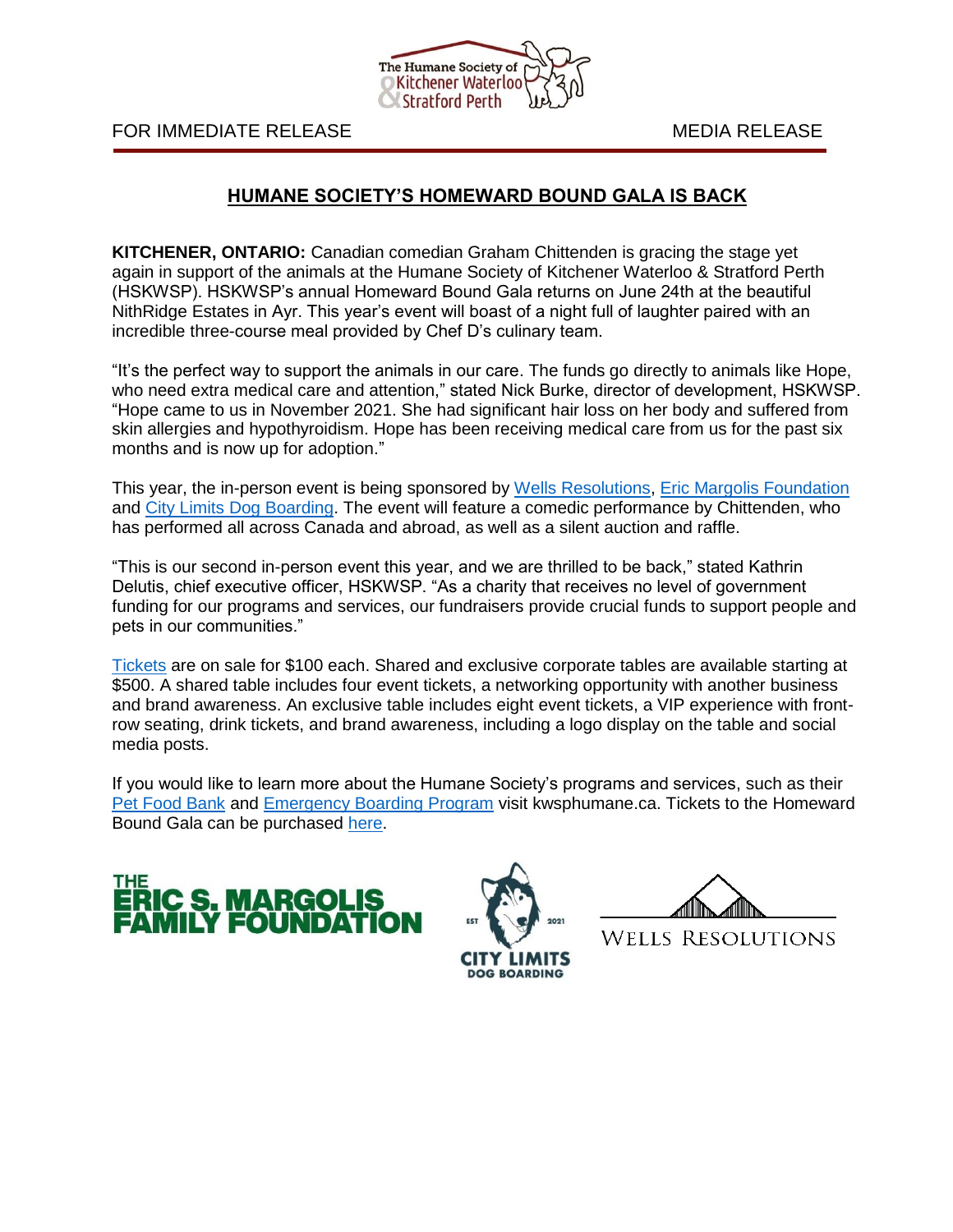FOR IMMEDIATE RELEASE MEDIA RELEASE

## HUMANE SOCIETY'S HOMEWARD BOUND GALA IS BACK

**KITCHENER, ONTARIO:** Canadian comedian Graham Chittenden is gracing the stage yet again in support of the animals at the Humane Society of Kitchener Waterloo & Stratford Perth (HSKWSP). HSKWSP's annual Homeward Bound Gala returns on June 24th at the beautiful NithRidge Estates in Ayr. This year's event will boast of a night full of laughter paired with an incredible three-course meal provided by Chef D's culinary team.

"It's the perfect way to support the animals in our care. The funds go directly to animals like Hope, who need extra medical care and attention," stated Nick Burke, director of development, HSKWSP. "Hope came to us in November 2021. She had significant hair loss on her body and suffered from skin allergies and hypothyroidism. Hope has been receiving medical care from us for the past six months and is now up for adoption."

This year, the in-person event is being sponsored by Wells Resolutions, Eric Margolis Foundation and City Limits Dog Boarding. The event will feature a comedic performance by Chittenden, who has performed all across Canada and abroad, as well as a silent auction and raffle.

"This is our second in-person event this year, and we are thrilled to be back," stated Kathrin Delutis, chief executive officer, HSKWSP. "As a charity that receives no level of government funding for our programs and services, our fundraisers provide crucial funds to support people and pets in our communities."

Tickets are on sale for $100 each. Shared and exclusive corporate tables are available starting at $500. A shared table includes four event tickets, a networking opportunity with another business and brand awareness. An exclusive table includes eight event tickets, a VIP experience with front-row seating, drink tickets, and brand awareness, including a logo display on the table and social media posts.

If you would like to learn more about the Humane Society's programs and services, such as their Pet Food Bank and Emergency Boarding Program visit kwsphumane.ca. Tickets to the Homeward Bound Gala can be purchased here.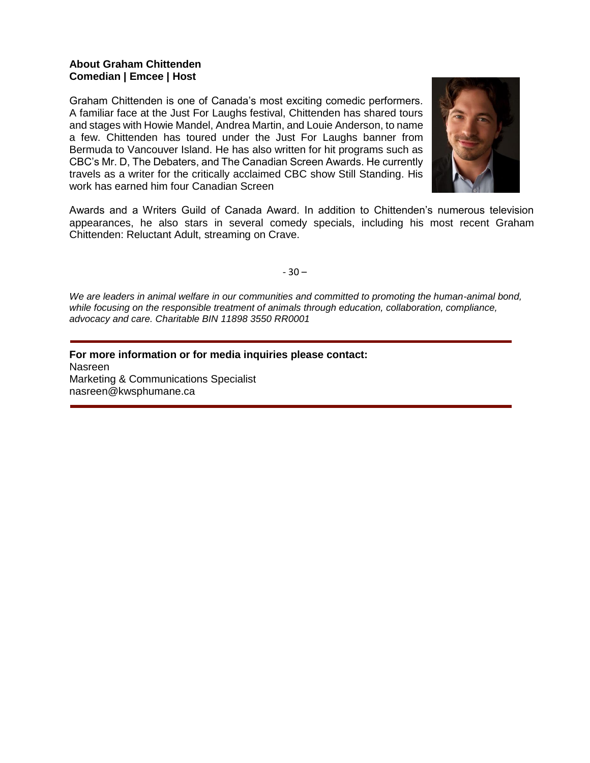**About Graham Chittenden**
**Comedian | Emcee | Host**

Graham Chittenden is one of Canada's most exciting comedic performers. A familiar face at the Just For Laughs festival, Chittenden has shared tours and stages with Howie Mandel, Andrea Martin, and Louie Anderson, to name a few. Chittenden has toured under the Just For Laughs banner from Bermuda to Vancouver Island. He has also written for hit programs such as CBC's Mr. D, The Debaters, and The Canadian Screen Awards. He currently travels as a writer for the critically acclaimed CBC show Still Standing. His work has earned him four Canadian Screen Awards and a Writers Guild of Canada Award. In addition to Chittenden's numerous television appearances, he also stars in several comedy specials, including his most recent Graham Chittenden: Reluctant Adult, streaming on Crave.

- 30 –

*We are leaders in animal welfare in our communities and committed to promoting the human-animal bond, while focusing on the responsible treatment of animals through education, collaboration, compliance, advocacy and care. Charitable BIN 11898 3550 RR0001*

---

**For more information or for media inquiries please contact:**
Nasreen
Marketing & Communications Specialist
nasreen@kwsphumane.ca

---